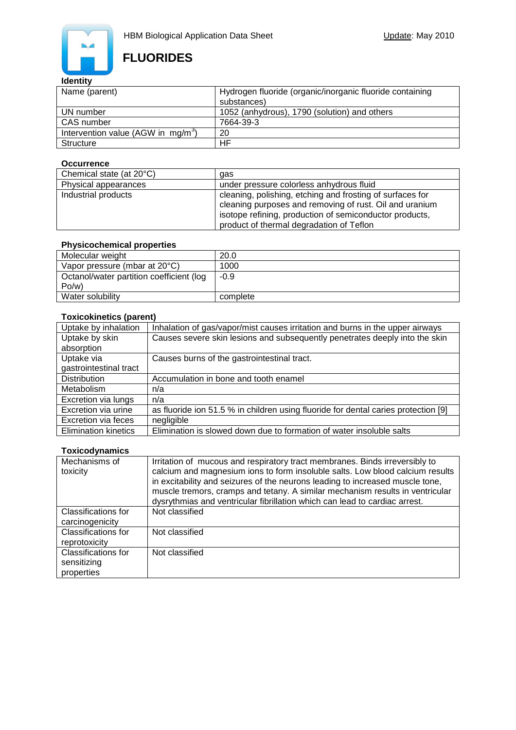HBM Biological Application Data Sheet

Update: May 2010

# FLUORIDES

### Identity

| Name (parent) | Hydrogen fluoride (organic/inorganic fluoride containing substances) |
|---|---|
| UN number | 1052 (anhydrous), 1790 (solution) and others |
| CAS number | 7664-39-3 |
| Intervention value (AGW in $mg/m^3$) | 20 |
| Structure | HF |

### Occurrence

| Chemical state (at 20°C) | gas |
|---|---|
| Physical appearances | under pressure colorless anhydrous fluid |
| Industrial products | cleaning, polishing, etching and frosting of surfaces for cleaning purposes and removing of rust. Oil and uranium isotope refining, production of semiconductor products, product of thermal degradation of Teflon |

### Physicochemical properties

| Molecular weight | 20.0 |
|---|---|
| Vapor pressure (mbar at 20°C) | 1000 |
| Octanol/water partition coefficient (log Po/w) | -0.9 |
| Water solubility | complete |

### Toxicokinetics (parent)

| Uptake by inhalation | Inhalation of gas/vapor/mist causes irritation and burns in the upper airways |
|---|---|
| Uptake by skin absorption | Causes severe skin lesions and subsequently penetrates deeply into the skin |
| Uptake via gastrointestinal tract | Causes burns of the gastrointestinal tract. |
| Distribution | Accumulation in bone and tooth enamel |
| Metabolism | n/a |
| Excretion via lungs | n/a |
| Excretion via urine | as fluoride ion 51.5 % in children using fluoride for dental caries protection [9] |
| Excretion via feces | negligible |
| Elimination kinetics | Elimination is slowed down due to formation of water insoluble salts |

### Toxicodynamics

| Mechanisms of toxicity | Irritation of mucous and respiratory tract membranes. Binds irreversibly to calcium and magnesium ions to form insoluble salts. Low blood calcium results in excitability and seizures of the neurons leading to increased muscle tone, muscle tremors, cramps and tetany. A similar mechanism results in ventricular dysrythmias and ventricular fibrillation which can lead to cardiac arrest. |
|---|---|
| Classifications for carcinogenicity | Not classified |
| Classifications for reprotoxicity | Not classified |
| Classifications for sensitizing properties | Not classified |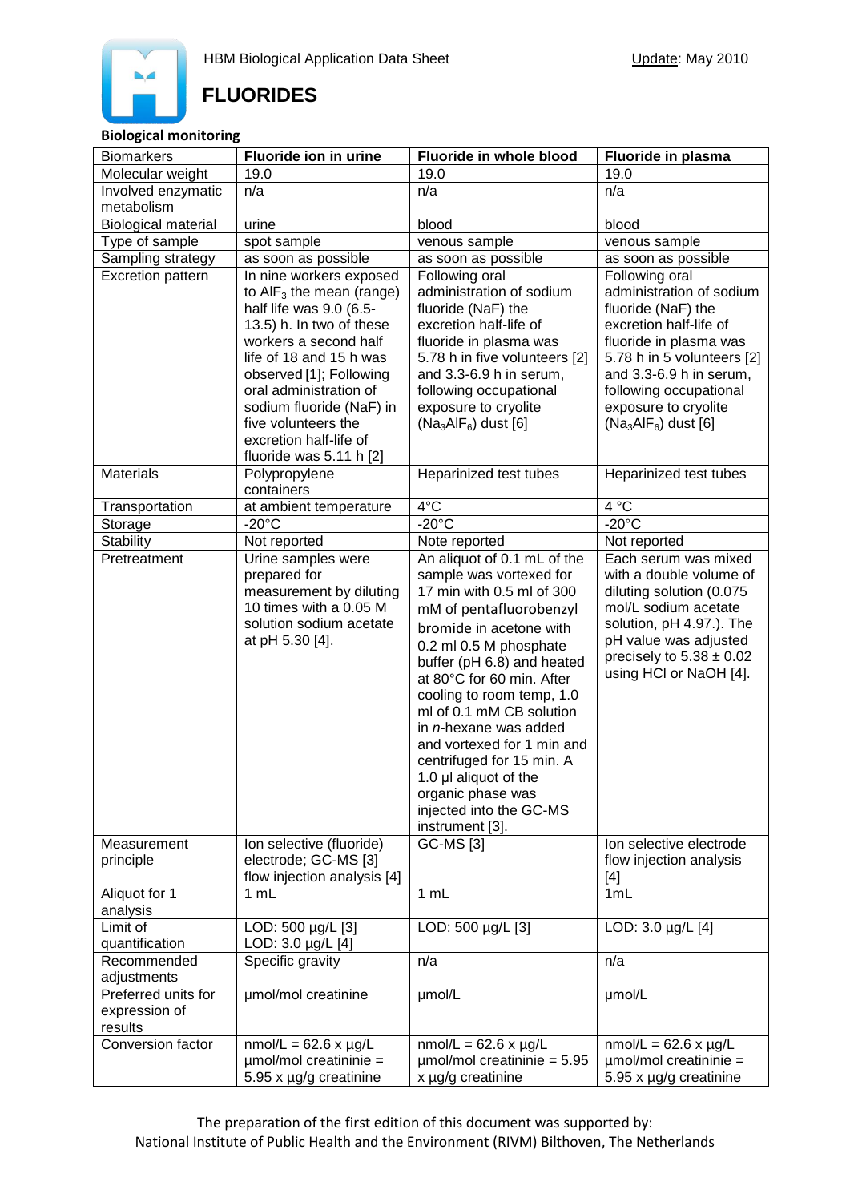# FLUORIDES

HBM Biological Application Data Sheet — Update: May 2010

**Biological monitoring**

| Biomarkers | Fluoride ion in urine | Fluoride in whole blood | Fluoride in plasma |
|---|---|---|---|
| Molecular weight | 19.0 | 19.0 | 19.0 |
| Involved enzymatic metabolism | n/a | n/a | n/a |
| Biological material | urine | blood | blood |
| Type of sample | spot sample | venous sample | venous sample |
| Sampling strategy | as soon as possible | as soon as possible | as soon as possible |
| Excretion pattern | In nine workers exposed to $AlF_3$ the mean (range) half life was 9.0 (6.5-13.5) h. In two of these workers a second half life of 18 and 15 h was observed [1]; Following oral administration of sodium fluoride (NaF) in five volunteers the excretion half-life of fluoride was 5.11 h [2] | Following oral administration of sodium fluoride (NaF) the excretion half-life of fluoride in plasma was 5.78 h in five volunteers [2] and 3.3-6.9 h in serum, following occupational exposure to cryolite ($Na_3AlF_6$) dust [6] | Following oral administration of sodium fluoride (NaF) the excretion half-life of fluoride in plasma was 5.78 h in 5 volunteers [2] and 3.3-6.9 h in serum, following occupational exposure to cryolite ($Na_3AlF_6$) dust [6] |
| Materials | Polypropylene containers | Heparinized test tubes | Heparinized test tubes |
| Transportation | at ambient temperature | 4°C | 4 °C |
| Storage | -20°C | -20°C | -20°C |
| Stability | Not reported | Note reported | Not reported |
| Pretreatment | Urine samples were prepared for measurement by diluting 10 times with a 0.05 M solution sodium acetate at pH 5.30 [4]. | An aliquot of 0.1 mL of the sample was vortexed for 17 min with 0.5 ml of 300 mM of pentafluorobenzyl bromide in acetone with 0.2 ml 0.5 M phosphate buffer (pH 6.8) and heated at 80°C for 60 min. After cooling to room temp, 1.0 ml of 0.1 mM CB solution in *n*-hexane was added and vortexed for 1 min and centrifuged for 15 min. A 1.0 µl aliquot of the organic phase was injected into the GC-MS instrument [3]. | Each serum was mixed with a double volume of diluting solution (0.075 mol/L sodium acetate solution, pH 4.97.). The pH value was adjusted precisely to 5.38 ± 0.02 using HCl or NaOH [4]. |
| Measurement principle | Ion selective (fluoride) electrode; GC-MS [3] flow injection analysis [4] | GC-MS [3] | Ion selective electrode flow injection analysis [4] |
| Aliquot for 1 analysis | 1 mL | 1 mL | 1mL |
| Limit of quantification | LOD: 500 µg/L [3] LOD: 3.0 µg/L [4] | LOD: 500 µg/L [3] | LOD: 3.0 µg/L [4] |
| Recommended adjustments | Specific gravity | n/a | n/a |
| Preferred units for expression of results | µmol/mol creatinine | µmol/L | µmol/L |
| Conversion factor | nmol/L = 62.6 x µg/L µmol/mol creatininie = 5.95 x µg/g creatinine | nmol/L = 62.6 x µg/L µmol/mol creatininie = 5.95 x µg/g creatinine | nmol/L = 62.6 x µg/L µmol/mol creatininie = 5.95 x µg/g creatinine |

The preparation of the first edition of this document was supported by:
National Institute of Public Health and the Environment (RIVM) Bilthoven, The Netherlands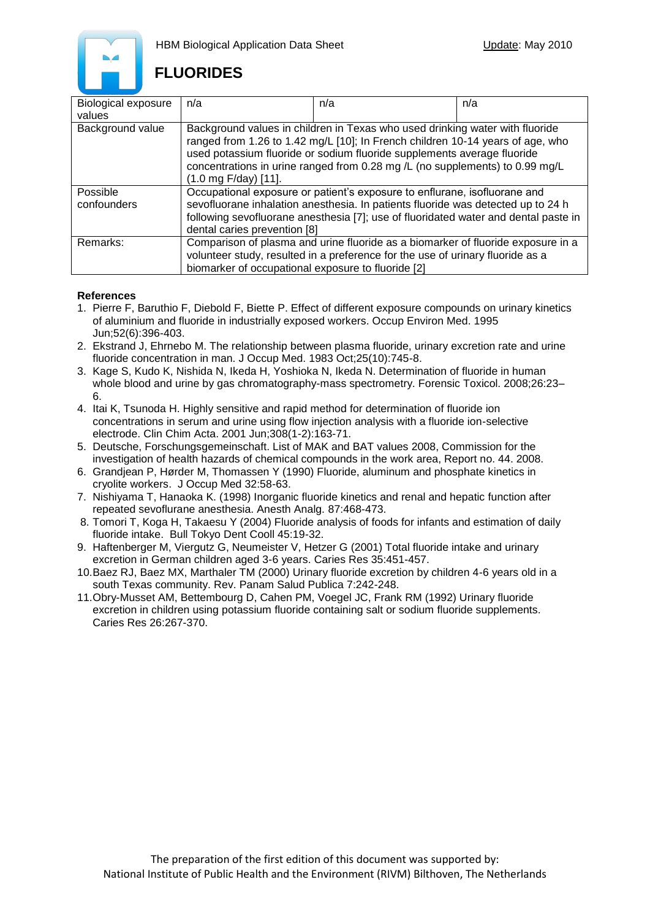| | | | |
|---|---|---|---|
| Biological exposure values | n/a | n/a | n/a |
| Background value | Background values in children in Texas who used drinking water with fluoride ranged from 1.26 to 1.42 mg/L [10]; In French children 10-14 years of age, who used potassium fluoride or sodium fluoride supplements average fluoride concentrations in urine ranged from 0.28 mg /L (no supplements) to 0.99 mg/L (1.0 mg F/day) [11]. | | |
| Possible confounders | Occupational exposure or patient's exposure to enflurane, isofluorane and sevofluorane inhalation anesthesia. In patients fluoride was detected up to 24 h following sevofluorane anesthesia [7]; use of fluoridated water and dental paste in dental caries prevention [8] | | |
| Remarks: | Comparison of plasma and urine fluoride as a biomarker of fluoride exposure in a volunteer study, resulted in a preference for the use of urinary fluoride as a biomarker of occupational exposure to fluoride [2] | | |

**References**

1. Pierre F, Baruthio F, Diebold F, Biette P. Effect of different exposure compounds on urinary kinetics of aluminium and fluoride in industrially exposed workers. Occup Environ Med. 1995 Jun;52(6):396-403.
2. Ekstrand J, Ehrnebo M. The relationship between plasma fluoride, urinary excretion rate and urine fluoride concentration in man. J Occup Med. 1983 Oct;25(10):745-8.
3. Kage S, Kudo K, Nishida N, Ikeda H, Yoshioka N, Ikeda N. Determination of fluoride in human whole blood and urine by gas chromatography-mass spectrometry. Forensic Toxicol. 2008;26:23–6.
4. Itai K, Tsunoda H. Highly sensitive and rapid method for determination of fluoride ion concentrations in serum and urine using flow injection analysis with a fluoride ion-selective electrode. Clin Chim Acta. 2001 Jun;308(1-2):163-71.
5. Deutsche, Forschungsgemeinschaft. List of MAK and BAT values 2008, Commission for the investigation of health hazards of chemical compounds in the work area, Report no. 44. 2008.
6. Grandjean P, Hørder M, Thomassen Y (1990) Fluoride, aluminum and phosphate kinetics in cryolite workers. J Occup Med 32:58-63.
7. Nishiyama T, Hanaoka K. (1998) Inorganic fluoride kinetics and renal and hepatic function after repeated sevoflurane anesthesia. Anesth Analg. 87:468-473.
8. Tomori T, Koga H, Takaesu Y (2004) Fluoride analysis of foods for infants and estimation of daily fluoride intake. Bull Tokyo Dent Cooll 45:19-32.
9. Haftenberger M, Viergutz G, Neumeister V, Hetzer G (2001) Total fluoride intake and urinary excretion in German children aged 3-6 years. Caries Res 35:451-457.
10. Baez RJ, Baez MX, Marthaler TM (2000) Urinary fluoride excretion by children 4-6 years old in a south Texas community. Rev. Panam Salud Publica 7:242-248.
11. Obry-Musset AM, Bettembourg D, Cahen PM, Voegel JC, Frank RM (1992) Urinary fluoride excretion in children using potassium fluoride containing salt or sodium fluoride supplements. Caries Res 26:267-370.

The preparation of the first edition of this document was supported by:
National Institute of Public Health and the Environment (RIVM) Bilthoven, The Netherlands